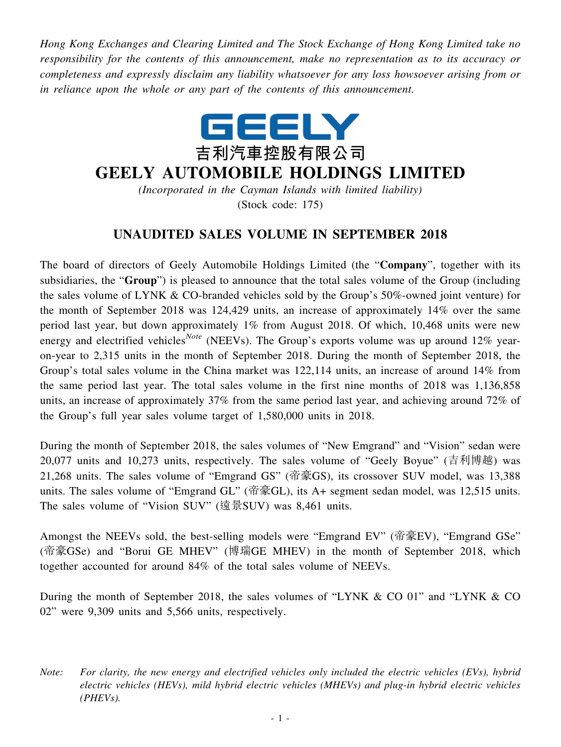*Hong Kong Exchanges and Clearing Limited and The Stock Exchange of Hong Kong Limited take no responsibility for the contents of this announcement, make no representation as to its accuracy or completeness and expressly disclaim any liability whatsoever for any loss howsoever arising from or in reliance upon the whole or any part of the contents of this announcement.*

GEELY

吉利汽車控股有限公司

# GEELY AUTOMOBILE HOLDINGS LIMITED

*(Incorporated in the Cayman Islands with limited liability)*

(Stock code: 175)

## UNAUDITED SALES VOLUME IN SEPTEMBER 2018

The board of directors of Geely Automobile Holdings Limited (the "**Company**", together with its subsidiaries, the "**Group**") is pleased to announce that the total sales volume of the Group (including the sales volume of LYNK & CO-branded vehicles sold by the Group's 50%-owned joint venture) for the month of September 2018 was 124,429 units, an increase of approximately 14% over the same period last year, but down approximately 1% from August 2018. Of which, 10,468 units were new energy and electrified vehicles[Note] (NEEVs). The Group's exports volume was up around 12% year-on-year to 2,315 units in the month of September 2018. During the month of September 2018, the Group's total sales volume in the China market was 122,114 units, an increase of around 14% from the same period last year. The total sales volume in the first nine months of 2018 was 1,136,858 units, an increase of approximately 37% from the same period last year, and achieving around 72% of the Group's full year sales volume target of 1,580,000 units in 2018.

During the month of September 2018, the sales volumes of "New Emgrand" and "Vision" sedan were 20,077 units and 10,273 units, respectively. The sales volume of "Geely Boyue" (吉利博越) was 21,268 units. The sales volume of "Emgrand GS" (帝豪GS), its crossover SUV model, was 13,388 units. The sales volume of "Emgrand GL" (帝豪GL), its A+ segment sedan model, was 12,515 units. The sales volume of "Vision SUV" (遠景SUV) was 8,461 units.

Amongst the NEEVs sold, the best-selling models were "Emgrand EV" (帝豪EV), "Emgrand GSe" (帝豪GSe) and "Borui GE MHEV" (博瑞GE MHEV) in the month of September 2018, which together accounted for around 84% of the total sales volume of NEEVs.

During the month of September 2018, the sales volumes of "LYNK & CO 01" and "LYNK & CO 02" were 9,309 units and 5,566 units, respectively.

*Note: For clarity, the new energy and electrified vehicles only included the electric vehicles (EVs), hybrid electric vehicles (HEVs), mild hybrid electric vehicles (MHEVs) and plug-in hybrid electric vehicles (PHEVs).*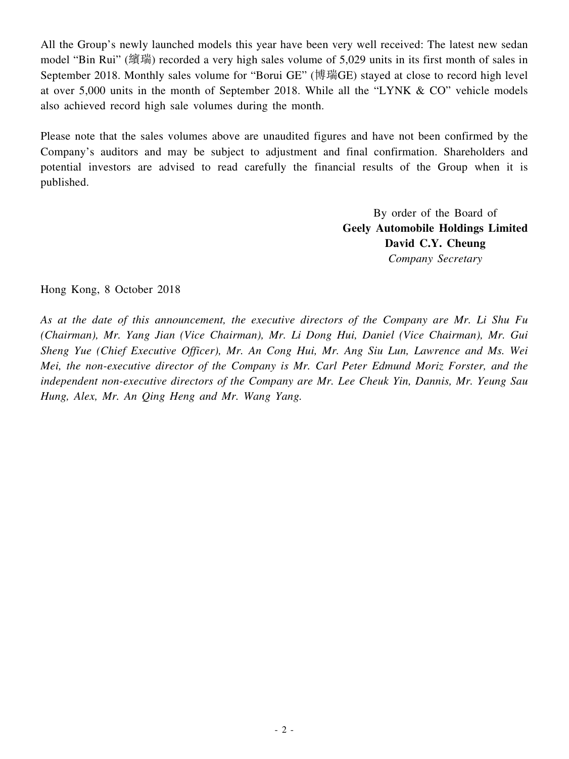All the Group's newly launched models this year have been very well received: The latest new sedan model "Bin Rui" (繽瑞) recorded a very high sales volume of 5,029 units in its first month of sales in September 2018. Monthly sales volume for "Borui GE" (博瑞GE) stayed at close to record high level at over 5,000 units in the month of September 2018. While all the "LYNK & CO" vehicle models also achieved record high sale volumes during the month.

Please note that the sales volumes above are unaudited figures and have not been confirmed by the Company's auditors and may be subject to adjustment and final confirmation. Shareholders and potential investors are advised to read carefully the financial results of the Group when it is published.

By order of the Board of
**Geely Automobile Holdings Limited**
**David C.Y. Cheung**
*Company Secretary*

Hong Kong, 8 October 2018

*As at the date of this announcement, the executive directors of the Company are Mr. Li Shu Fu (Chairman), Mr. Yang Jian (Vice Chairman), Mr. Li Dong Hui, Daniel (Vice Chairman), Mr. Gui Sheng Yue (Chief Executive Officer), Mr. An Cong Hui, Mr. Ang Siu Lun, Lawrence and Ms. Wei Mei, the non-executive director of the Company is Mr. Carl Peter Edmund Moriz Forster, and the independent non-executive directors of the Company are Mr. Lee Cheuk Yin, Dannis, Mr. Yeung Sau Hung, Alex, Mr. An Qing Heng and Mr. Wang Yang.*